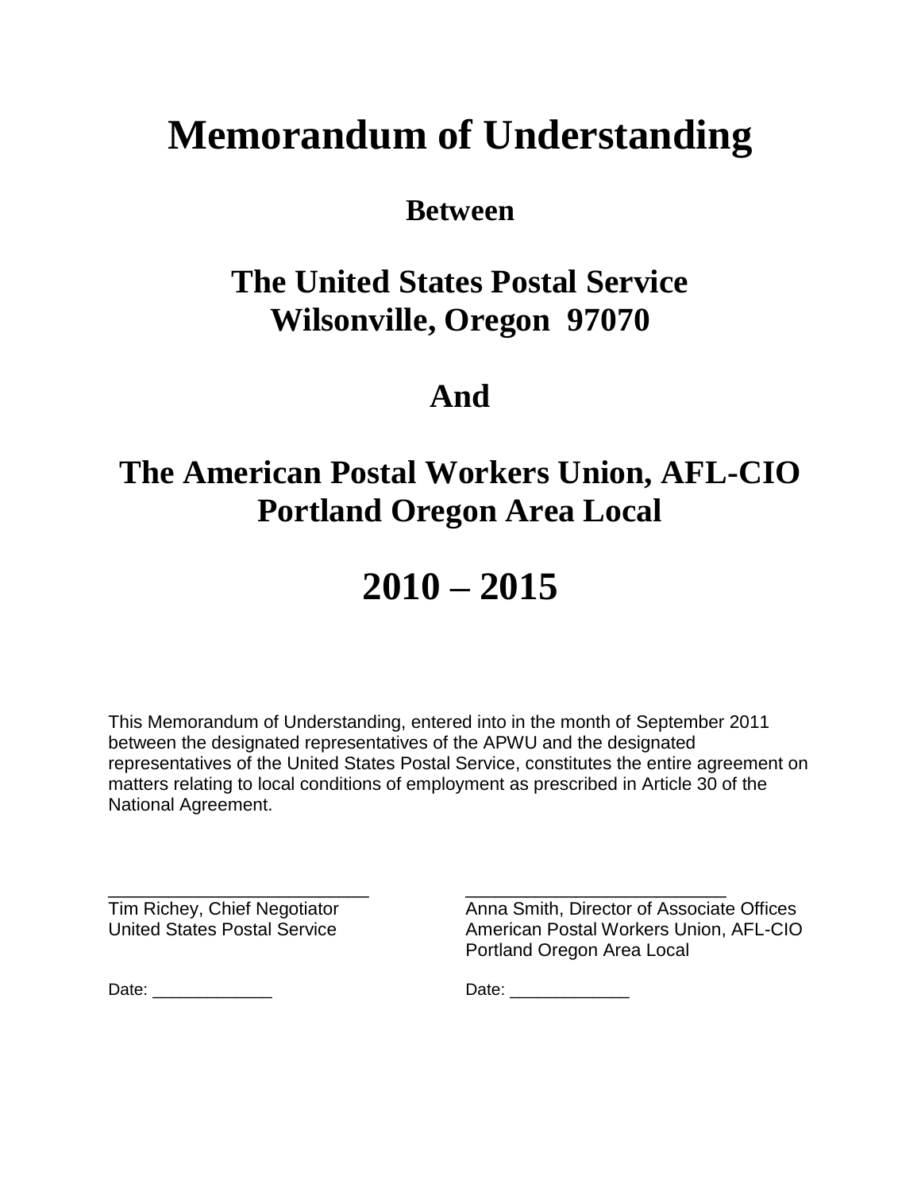# Memorandum of Understanding

## Between

## The United States Postal Service
## Wilsonville, Oregon 97070

## And

## The American Postal Workers Union, AFL-CIO
## Portland Oregon Area Local

# 2010 – 2015

This Memorandum of Understanding, entered into in the month of September 2011 between the designated representatives of the APWU and the designated representatives of the United States Postal Service, constitutes the entire agreement on matters relating to local conditions of employment as prescribed in Article 30 of the National Agreement.

| | |
|---|---|
| ___________________________ | ___________________________ |
| Tim Richey, Chief Negotiator | Anna Smith, Director of Associate Offices |
| United States Postal Service | American Postal Workers Union, AFL-CIO |
| | Portland Oregon Area Local |
| Date: _____________ | Date: _____________ |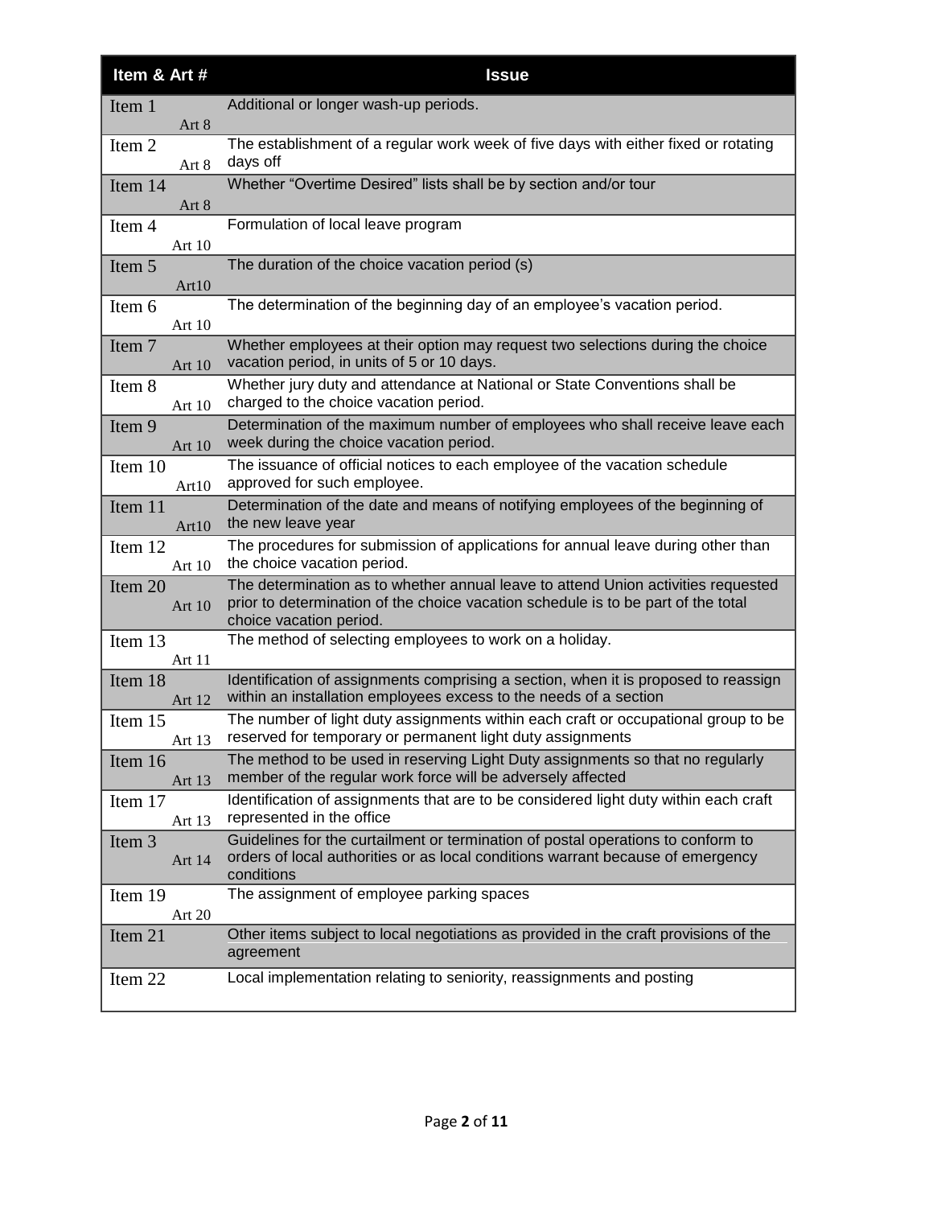| Item & Art # | Issue |
|---|---|
| Item 1 Art 8 | Additional or longer wash-up periods. |
| Item 2 Art 8 | The establishment of a regular work week of five days with either fixed or rotating days off |
| Item 14 Art 8 | Whether "Overtime Desired" lists shall be by section and/or tour |
| Item 4 Art 10 | Formulation of local leave program |
| Item 5 Art10 | The duration of the choice vacation period (s) |
| Item 6 Art 10 | The determination of the beginning day of an employee's vacation period. |
| Item 7 Art 10 | Whether employees at their option may request two selections during the choice vacation period, in units of 5 or 10 days. |
| Item 8 Art 10 | Whether jury duty and attendance at National or State Conventions shall be charged to the choice vacation period. |
| Item 9 Art 10 | Determination of the maximum number of employees who shall receive leave each week during the choice vacation period. |
| Item 10 Art10 | The issuance of official notices to each employee of the vacation schedule approved for such employee. |
| Item 11 Art10 | Determination of the date and means of notifying employees of the beginning of the new leave year |
| Item 12 Art 10 | The procedures for submission of applications for annual leave during other than the choice vacation period. |
| Item 20 Art 10 | The determination as to whether annual leave to attend Union activities requested prior to determination of the choice vacation schedule is to be part of the total choice vacation period. |
| Item 13 Art 11 | The method of selecting employees to work on a holiday. |
| Item 18 Art 12 | Identification of assignments comprising a section, when it is proposed to reassign within an installation employees excess to the needs of a section |
| Item 15 Art 13 | The number of light duty assignments within each craft or occupational group to be reserved for temporary or permanent light duty assignments |
| Item 16 Art 13 | The method to be used in reserving Light Duty assignments so that no regularly member of the regular work force will be adversely affected |
| Item 17 Art 13 | Identification of assignments that are to be considered light duty within each craft represented in the office |
| Item 3 Art 14 | Guidelines for the curtailment or termination of postal operations to conform to orders of local authorities or as local conditions warrant because of emergency conditions |
| Item 19 Art 20 | The assignment of employee parking spaces |
| Item 21 | Other items subject to local negotiations as provided in the craft provisions of the agreement |
| Item 22 | Local implementation relating to seniority, reassignments and posting |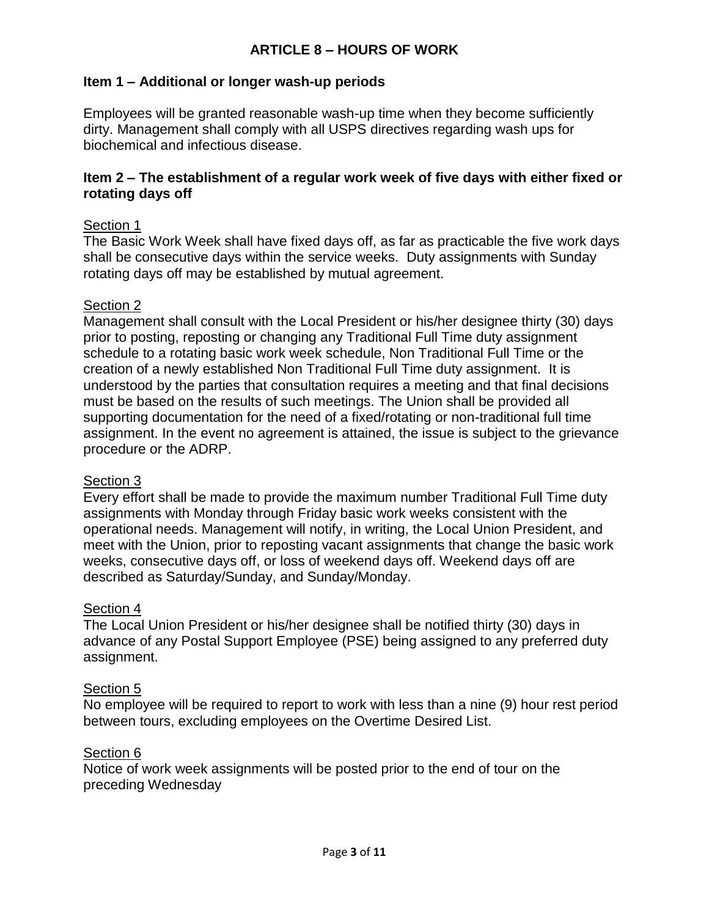# ARTICLE 8 – HOURS OF WORK

### Item 1 – Additional or longer wash-up periods

Employees will be granted reasonable wash-up time when they become sufficiently dirty. Management shall comply with all USPS directives regarding wash ups for biochemical and infectious disease.

### Item 2 – The establishment of a regular work week of five days with either fixed or rotating days off

<u>Section 1</u>
The Basic Work Week shall have fixed days off, as far as practicable the five work days shall be consecutive days within the service weeks. Duty assignments with Sunday rotating days off may be established by mutual agreement.

<u>Section 2</u>
Management shall consult with the Local President or his/her designee thirty (30) days prior to posting, reposting or changing any Traditional Full Time duty assignment schedule to a rotating basic work week schedule, Non Traditional Full Time or the creation of a newly established Non Traditional Full Time duty assignment. It is understood by the parties that consultation requires a meeting and that final decisions must be based on the results of such meetings. The Union shall be provided all supporting documentation for the need of a fixed/rotating or non-traditional full time assignment. In the event no agreement is attained, the issue is subject to the grievance procedure or the ADRP.

<u>Section 3</u>
Every effort shall be made to provide the maximum number Traditional Full Time duty assignments with Monday through Friday basic work weeks consistent with the operational needs. Management will notify, in writing, the Local Union President, and meet with the Union, prior to reposting vacant assignments that change the basic work weeks, consecutive days off, or loss of weekend days off. Weekend days off are described as Saturday/Sunday, and Sunday/Monday.

<u>Section 4</u>
The Local Union President or his/her designee shall be notified thirty (30) days in advance of any Postal Support Employee (PSE) being assigned to any preferred duty assignment.

<u>Section 5</u>
No employee will be required to report to work with less than a nine (9) hour rest period between tours, excluding employees on the Overtime Desired List.

<u>Section 6</u>
Notice of work week assignments will be posted prior to the end of tour on the preceding Wednesday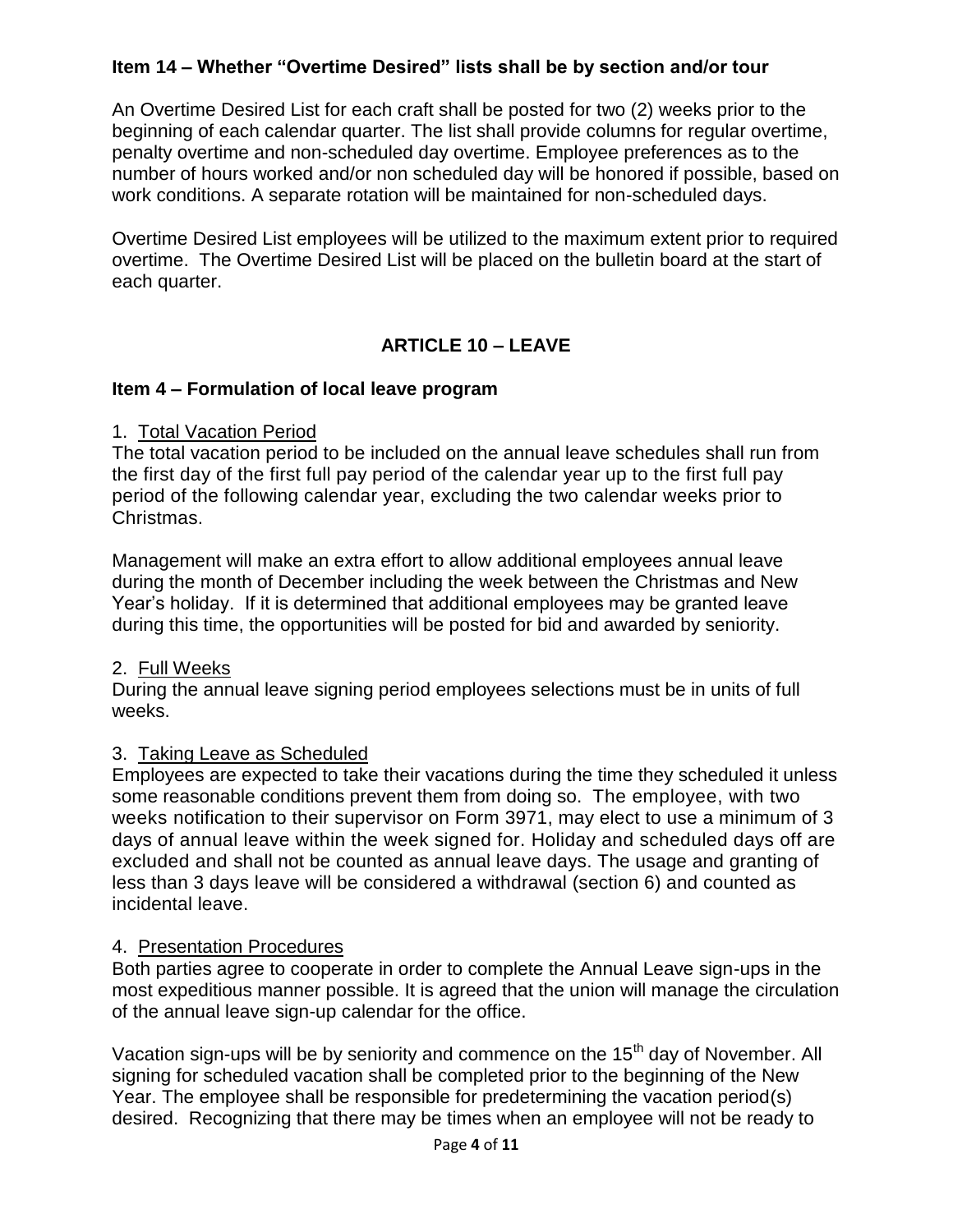### Item 14 – Whether "Overtime Desired" lists shall be by section and/or tour

An Overtime Desired List for each craft shall be posted for two (2) weeks prior to the beginning of each calendar quarter. The list shall provide columns for regular overtime, penalty overtime and non-scheduled day overtime. Employee preferences as to the number of hours worked and/or non scheduled day will be honored if possible, based on work conditions. A separate rotation will be maintained for non-scheduled days.

Overtime Desired List employees will be utilized to the maximum extent prior to required overtime. The Overtime Desired List will be placed on the bulletin board at the start of each quarter.

## ARTICLE 10 – LEAVE

### Item 4 – Formulation of local leave program

1. Total Vacation Period

The total vacation period to be included on the annual leave schedules shall run from the first day of the first full pay period of the calendar year up to the first full pay period of the following calendar year, excluding the two calendar weeks prior to Christmas.

Management will make an extra effort to allow additional employees annual leave during the month of December including the week between the Christmas and New Year's holiday. If it is determined that additional employees may be granted leave during this time, the opportunities will be posted for bid and awarded by seniority.

2. Full Weeks

During the annual leave signing period employees selections must be in units of full weeks.

3. Taking Leave as Scheduled

Employees are expected to take their vacations during the time they scheduled it unless some reasonable conditions prevent them from doing so. The employee, with two weeks notification to their supervisor on Form 3971, may elect to use a minimum of 3 days of annual leave within the week signed for. Holiday and scheduled days off are excluded and shall not be counted as annual leave days. The usage and granting of less than 3 days leave will be considered a withdrawal (section 6) and counted as incidental leave.

4. Presentation Procedures

Both parties agree to cooperate in order to complete the Annual Leave sign-ups in the most expeditious manner possible. It is agreed that the union will manage the circulation of the annual leave sign-up calendar for the office.

Vacation sign-ups will be by seniority and commence on the 15th day of November. All signing for scheduled vacation shall be completed prior to the beginning of the New Year. The employee shall be responsible for predetermining the vacation period(s) desired. Recognizing that there may be times when an employee will not be ready to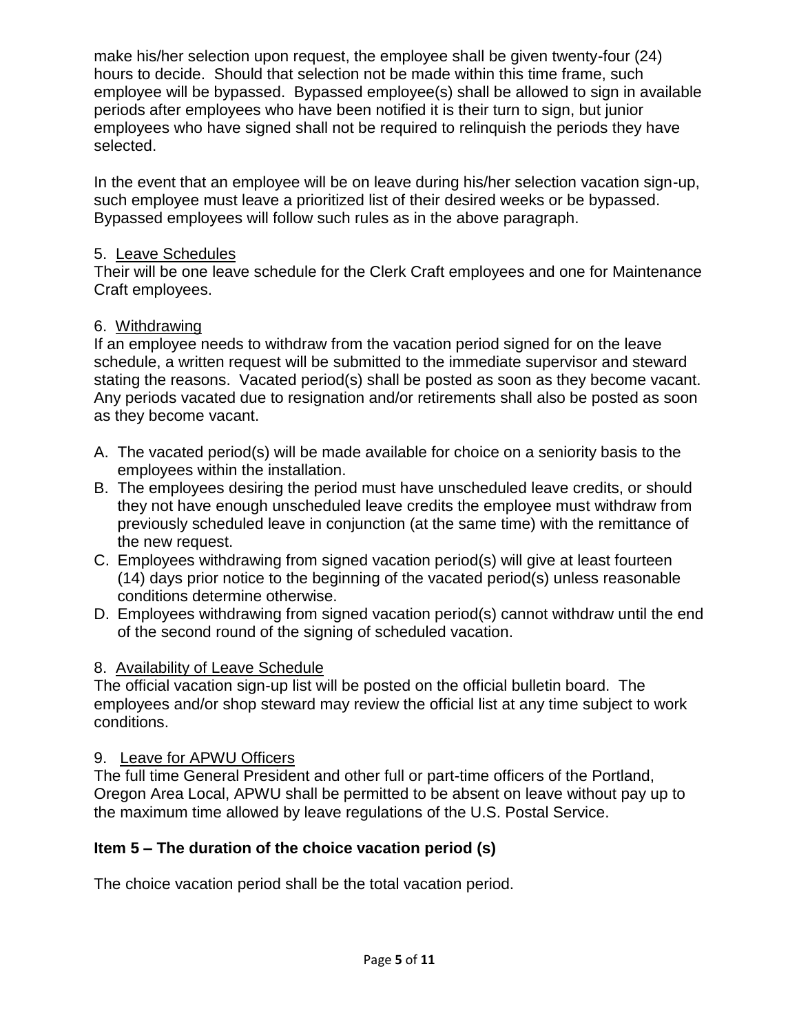make his/her selection upon request, the employee shall be given twenty-four (24) hours to decide. Should that selection not be made within this time frame, such employee will be bypassed. Bypassed employee(s) shall be allowed to sign in available periods after employees who have been notified it is their turn to sign, but junior employees who have signed shall not be required to relinquish the periods they have selected.

In the event that an employee will be on leave during his/her selection vacation sign-up, such employee must leave a prioritized list of their desired weeks or be bypassed. Bypassed employees will follow such rules as in the above paragraph.

5. Leave Schedules
Their will be one leave schedule for the Clerk Craft employees and one for Maintenance Craft employees.

6. Withdrawing
If an employee needs to withdraw from the vacation period signed for on the leave schedule, a written request will be submitted to the immediate supervisor and steward stating the reasons. Vacated period(s) shall be posted as soon as they become vacant. Any periods vacated due to resignation and/or retirements shall also be posted as soon as they become vacant.

A. The vacated period(s) will be made available for choice on a seniority basis to the employees within the installation.
B. The employees desiring the period must have unscheduled leave credits, or should they not have enough unscheduled leave credits the employee must withdraw from previously scheduled leave in conjunction (at the same time) with the remittance of the new request.
C. Employees withdrawing from signed vacation period(s) will give at least fourteen (14) days prior notice to the beginning of the vacated period(s) unless reasonable conditions determine otherwise.
D. Employees withdrawing from signed vacation period(s) cannot withdraw until the end of the second round of the signing of scheduled vacation.

8. Availability of Leave Schedule
The official vacation sign-up list will be posted on the official bulletin board. The employees and/or shop steward may review the official list at any time subject to work conditions.

9. Leave for APWU Officers
The full time General President and other full or part-time officers of the Portland, Oregon Area Local, APWU shall be permitted to be absent on leave without pay up to the maximum time allowed by leave regulations of the U.S. Postal Service.

**Item 5 – The duration of the choice vacation period (s)**

The choice vacation period shall be the total vacation period.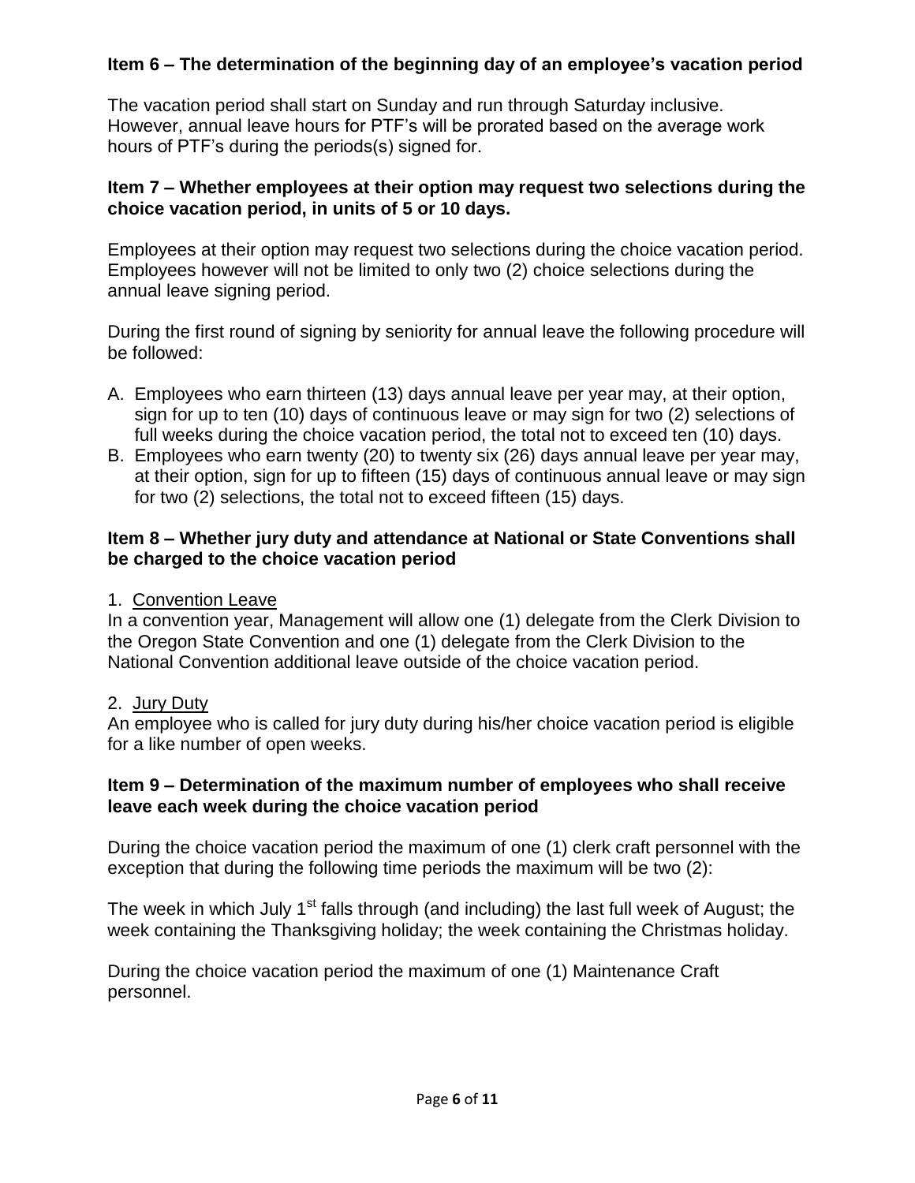**Item 6 – The determination of the beginning day of an employee's vacation period**

The vacation period shall start on Sunday and run through Saturday inclusive. However, annual leave hours for PTF's will be prorated based on the average work hours of PTF's during the periods(s) signed for.

**Item 7 – Whether employees at their option may request two selections during the choice vacation period, in units of 5 or 10 days.**

Employees at their option may request two selections during the choice vacation period. Employees however will not be limited to only two (2) choice selections during the annual leave signing period.

During the first round of signing by seniority for annual leave the following procedure will be followed:

A. Employees who earn thirteen (13) days annual leave per year may, at their option, sign for up to ten (10) days of continuous leave or may sign for two (2) selections of full weeks during the choice vacation period, the total not to exceed ten (10) days.
B. Employees who earn twenty (20) to twenty six (26) days annual leave per year may, at their option, sign for up to fifteen (15) days of continuous annual leave or may sign for two (2) selections, the total not to exceed fifteen (15) days.

**Item 8 – Whether jury duty and attendance at National or State Conventions shall be charged to the choice vacation period**

1. Convention Leave

In a convention year, Management will allow one (1) delegate from the Clerk Division to the Oregon State Convention and one (1) delegate from the Clerk Division to the National Convention additional leave outside of the choice vacation period.

2. Jury Duty

An employee who is called for jury duty during his/her choice vacation period is eligible for a like number of open weeks.

**Item 9 – Determination of the maximum number of employees who shall receive leave each week during the choice vacation period**

During the choice vacation period the maximum of one (1) clerk craft personnel with the exception that during the following time periods the maximum will be two (2):

The week in which July 1st falls through (and including) the last full week of August; the week containing the Thanksgiving holiday; the week containing the Christmas holiday.

During the choice vacation period the maximum of one (1) Maintenance Craft personnel.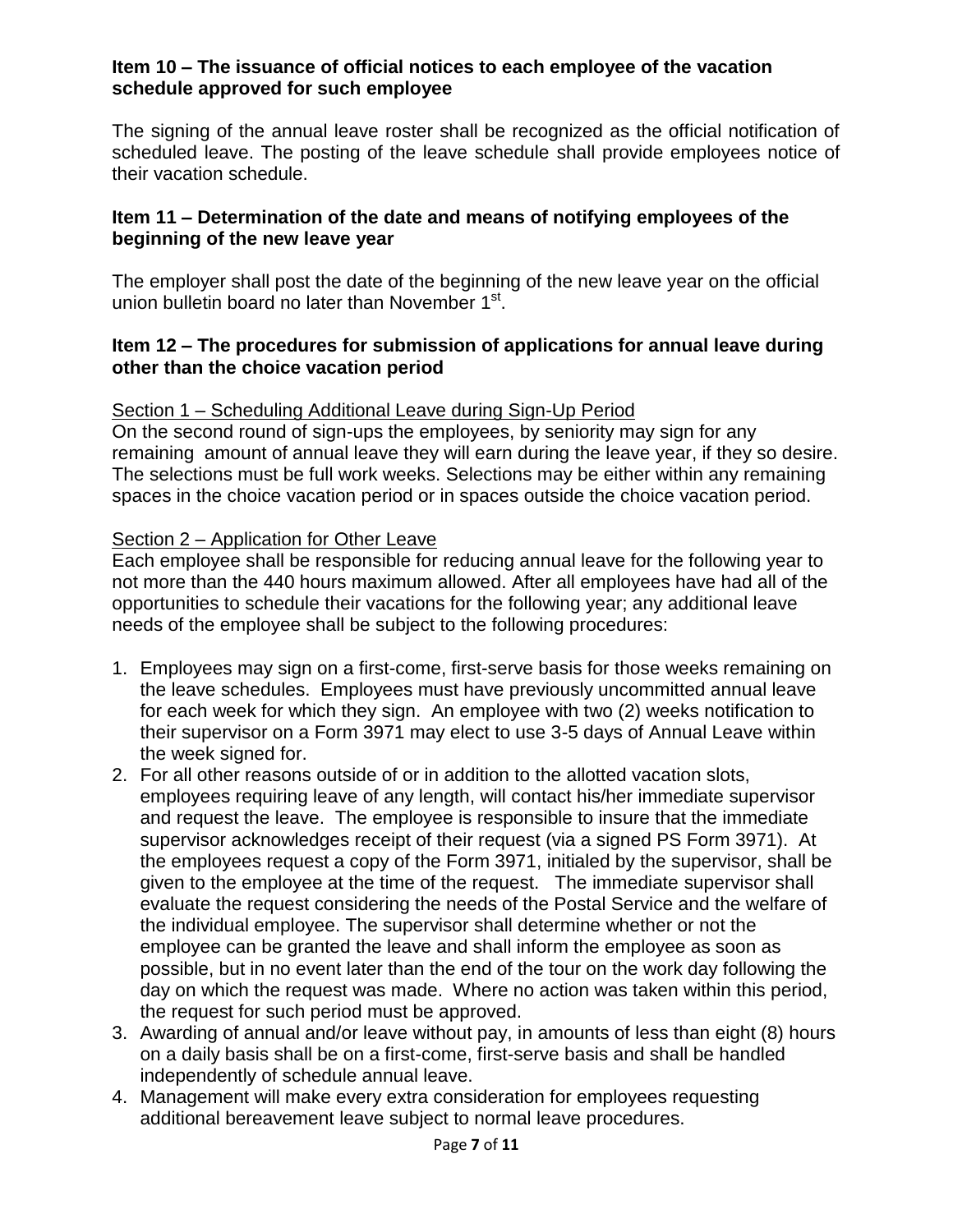### Item 10 – The issuance of official notices to each employee of the vacation schedule approved for such employee

The signing of the annual leave roster shall be recognized as the official notification of scheduled leave. The posting of the leave schedule shall provide employees notice of their vacation schedule.

### Item 11 – Determination of the date and means of notifying employees of the beginning of the new leave year

The employer shall post the date of the beginning of the new leave year on the official union bulletin board no later than November 1st.

### Item 12 – The procedures for submission of applications for annual leave during other than the choice vacation period

<u>Section 1 – Scheduling Additional Leave during Sign-Up Period</u>

On the second round of sign-ups the employees, by seniority may sign for any remaining amount of annual leave they will earn during the leave year, if they so desire. The selections must be full work weeks. Selections may be either within any remaining spaces in the choice vacation period or in spaces outside the choice vacation period.

<u>Section 2 – Application for Other Leave</u>

Each employee shall be responsible for reducing annual leave for the following year to not more than the 440 hours maximum allowed. After all employees have had all of the opportunities to schedule their vacations for the following year; any additional leave needs of the employee shall be subject to the following procedures:

1. Employees may sign on a first-come, first-serve basis for those weeks remaining on the leave schedules. Employees must have previously uncommitted annual leave for each week for which they sign. An employee with two (2) weeks notification to their supervisor on a Form 3971 may elect to use 3-5 days of Annual Leave within the week signed for.
2. For all other reasons outside of or in addition to the allotted vacation slots, employees requiring leave of any length, will contact his/her immediate supervisor and request the leave. The employee is responsible to insure that the immediate supervisor acknowledges receipt of their request (via a signed PS Form 3971). At the employees request a copy of the Form 3971, initialed by the supervisor, shall be given to the employee at the time of the request. The immediate supervisor shall evaluate the request considering the needs of the Postal Service and the welfare of the individual employee. The supervisor shall determine whether or not the employee can be granted the leave and shall inform the employee as soon as possible, but in no event later than the end of the tour on the work day following the day on which the request was made. Where no action was taken within this period, the request for such period must be approved.
3. Awarding of annual and/or leave without pay, in amounts of less than eight (8) hours on a daily basis shall be on a first-come, first-serve basis and shall be handled independently of schedule annual leave.
4. Management will make every extra consideration for employees requesting additional bereavement leave subject to normal leave procedures.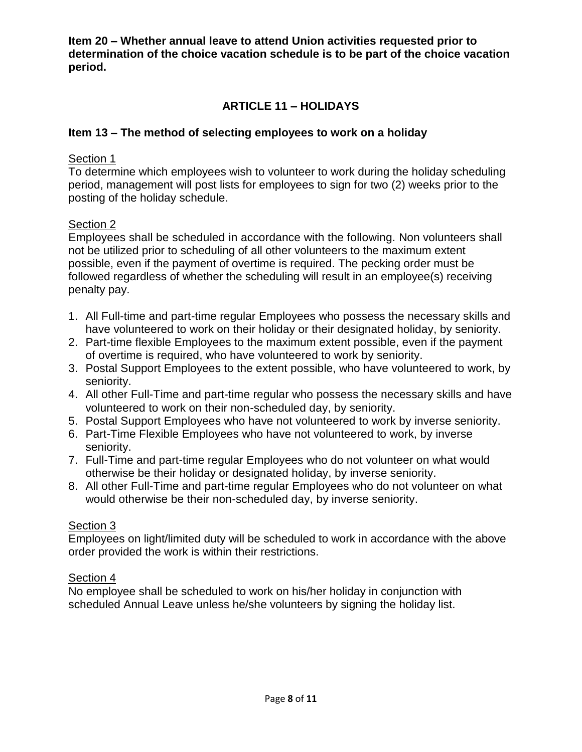**Item 20 – Whether annual leave to attend Union activities requested prior to determination of the choice vacation schedule is to be part of the choice vacation period.**

## ARTICLE 11 – HOLIDAYS

### Item 13 – The method of selecting employees to work on a holiday

<u>Section 1</u>

To determine which employees wish to volunteer to work during the holiday scheduling period, management will post lists for employees to sign for two (2) weeks prior to the posting of the holiday schedule.

<u>Section 2</u>

Employees shall be scheduled in accordance with the following. Non volunteers shall not be utilized prior to scheduling of all other volunteers to the maximum extent possible, even if the payment of overtime is required. The pecking order must be followed regardless of whether the scheduling will result in an employee(s) receiving penalty pay.

1. All Full-time and part-time regular Employees who possess the necessary skills and have volunteered to work on their holiday or their designated holiday, by seniority.
2. Part-time flexible Employees to the maximum extent possible, even if the payment of overtime is required, who have volunteered to work by seniority.
3. Postal Support Employees to the extent possible, who have volunteered to work, by seniority.
4. All other Full-Time and part-time regular who possess the necessary skills and have volunteered to work on their non-scheduled day, by seniority.
5. Postal Support Employees who have not volunteered to work by inverse seniority.
6. Part-Time Flexible Employees who have not volunteered to work, by inverse seniority.
7. Full-Time and part-time regular Employees who do not volunteer on what would otherwise be their holiday or designated holiday, by inverse seniority.
8. All other Full-Time and part-time regular Employees who do not volunteer on what would otherwise be their non-scheduled day, by inverse seniority.

<u>Section 3</u>

Employees on light/limited duty will be scheduled to work in accordance with the above order provided the work is within their restrictions.

<u>Section 4</u>

No employee shall be scheduled to work on his/her holiday in conjunction with scheduled Annual Leave unless he/she volunteers by signing the holiday list.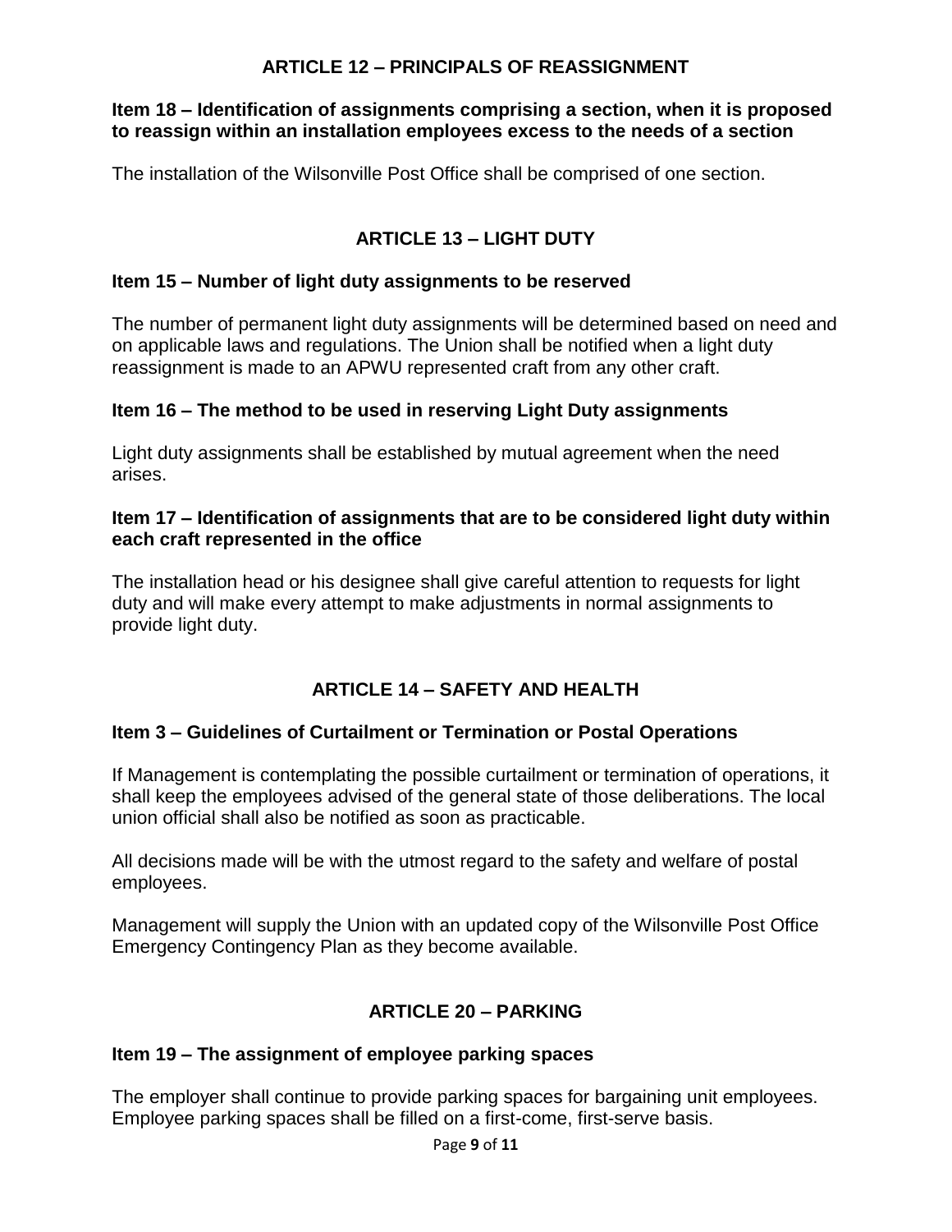## ARTICLE 12 – PRINCIPALS OF REASSIGNMENT

### Item 18 – Identification of assignments comprising a section, when it is proposed to reassign within an installation employees excess to the needs of a section

The installation of the Wilsonville Post Office shall be comprised of one section.

## ARTICLE 13 – LIGHT DUTY

### Item 15 – Number of light duty assignments to be reserved

The number of permanent light duty assignments will be determined based on need and on applicable laws and regulations. The Union shall be notified when a light duty reassignment is made to an APWU represented craft from any other craft.

### Item 16 – The method to be used in reserving Light Duty assignments

Light duty assignments shall be established by mutual agreement when the need arises.

### Item 17 – Identification of assignments that are to be considered light duty within each craft represented in the office

The installation head or his designee shall give careful attention to requests for light duty and will make every attempt to make adjustments in normal assignments to provide light duty.

## ARTICLE 14 – SAFETY AND HEALTH

### Item 3 – Guidelines of Curtailment or Termination or Postal Operations

If Management is contemplating the possible curtailment or termination of operations, it shall keep the employees advised of the general state of those deliberations. The local union official shall also be notified as soon as practicable.

All decisions made will be with the utmost regard to the safety and welfare of postal employees.

Management will supply the Union with an updated copy of the Wilsonville Post Office Emergency Contingency Plan as they become available.

## ARTICLE 20 – PARKING

### Item 19 – The assignment of employee parking spaces

The employer shall continue to provide parking spaces for bargaining unit employees. Employee parking spaces shall be filled on a first-come, first-serve basis.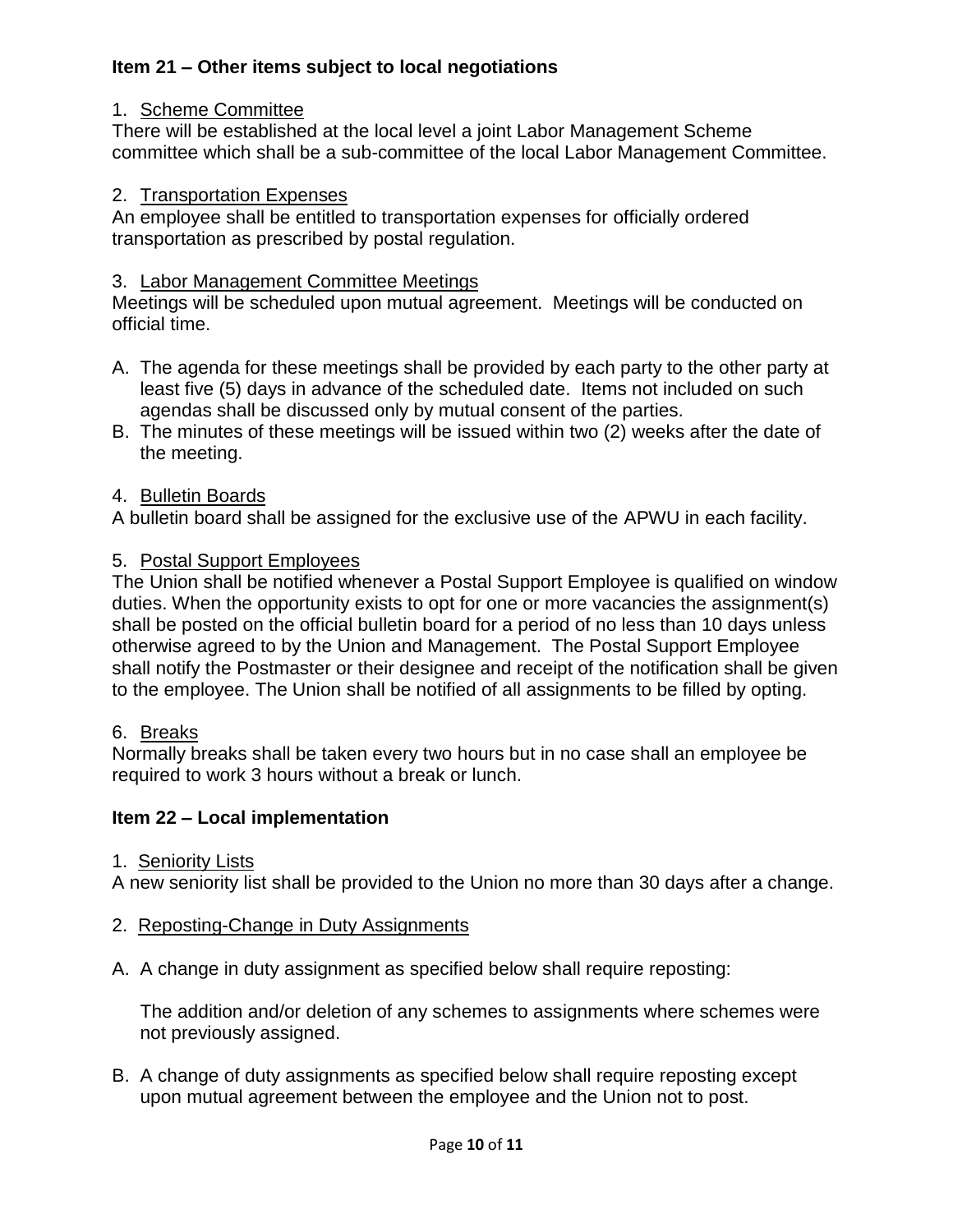### Item 21 – Other items subject to local negotiations

1. Scheme Committee

There will be established at the local level a joint Labor Management Scheme committee which shall be a sub-committee of the local Labor Management Committee.

2. Transportation Expenses

An employee shall be entitled to transportation expenses for officially ordered transportation as prescribed by postal regulation.

3. Labor Management Committee Meetings

Meetings will be scheduled upon mutual agreement. Meetings will be conducted on official time.

A. The agenda for these meetings shall be provided by each party to the other party at least five (5) days in advance of the scheduled date. Items not included on such agendas shall be discussed only by mutual consent of the parties.
B. The minutes of these meetings will be issued within two (2) weeks after the date of the meeting.

4. Bulletin Boards

A bulletin board shall be assigned for the exclusive use of the APWU in each facility.

5. Postal Support Employees

The Union shall be notified whenever a Postal Support Employee is qualified on window duties. When the opportunity exists to opt for one or more vacancies the assignment(s) shall be posted on the official bulletin board for a period of no less than 10 days unless otherwise agreed to by the Union and Management. The Postal Support Employee shall notify the Postmaster or their designee and receipt of the notification shall be given to the employee. The Union shall be notified of all assignments to be filled by opting.

6. Breaks

Normally breaks shall be taken every two hours but in no case shall an employee be required to work 3 hours without a break or lunch.

### Item 22 – Local implementation

1. Seniority Lists

A new seniority list shall be provided to the Union no more than 30 days after a change.

2. Reposting-Change in Duty Assignments

A. A change in duty assignment as specified below shall require reposting:

   The addition and/or deletion of any schemes to assignments where schemes were not previously assigned.

B. A change of duty assignments as specified below shall require reposting except upon mutual agreement between the employee and the Union not to post.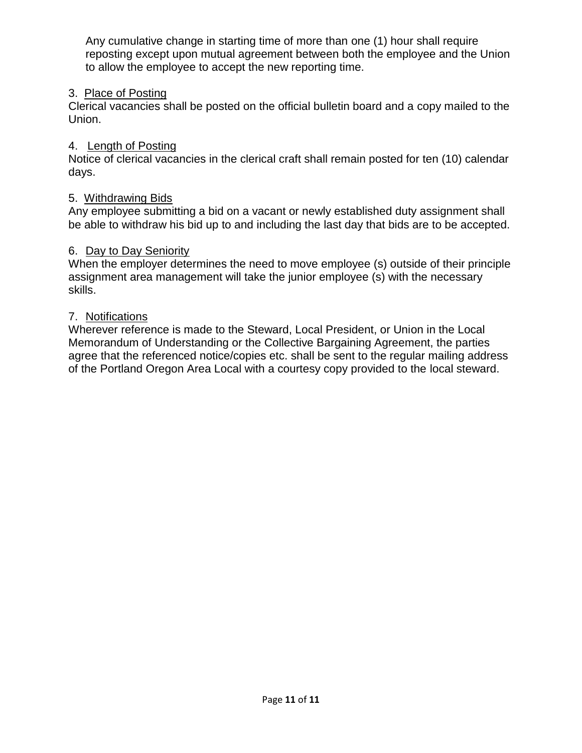Any cumulative change in starting time of more than one (1) hour shall require reposting except upon mutual agreement between both the employee and the Union to allow the employee to accept the new reporting time.

3. Place of Posting

Clerical vacancies shall be posted on the official bulletin board and a copy mailed to the Union.

4. Length of Posting

Notice of clerical vacancies in the clerical craft shall remain posted for ten (10) calendar days.

5. Withdrawing Bids

Any employee submitting a bid on a vacant or newly established duty assignment shall be able to withdraw his bid up to and including the last day that bids are to be accepted.

6. Day to Day Seniority

When the employer determines the need to move employee (s) outside of their principle assignment area management will take the junior employee (s) with the necessary skills.

7. Notifications

Wherever reference is made to the Steward, Local President, or Union in the Local Memorandum of Understanding or the Collective Bargaining Agreement, the parties agree that the referenced notice/copies etc. shall be sent to the regular mailing address of the Portland Oregon Area Local with a courtesy copy provided to the local steward.